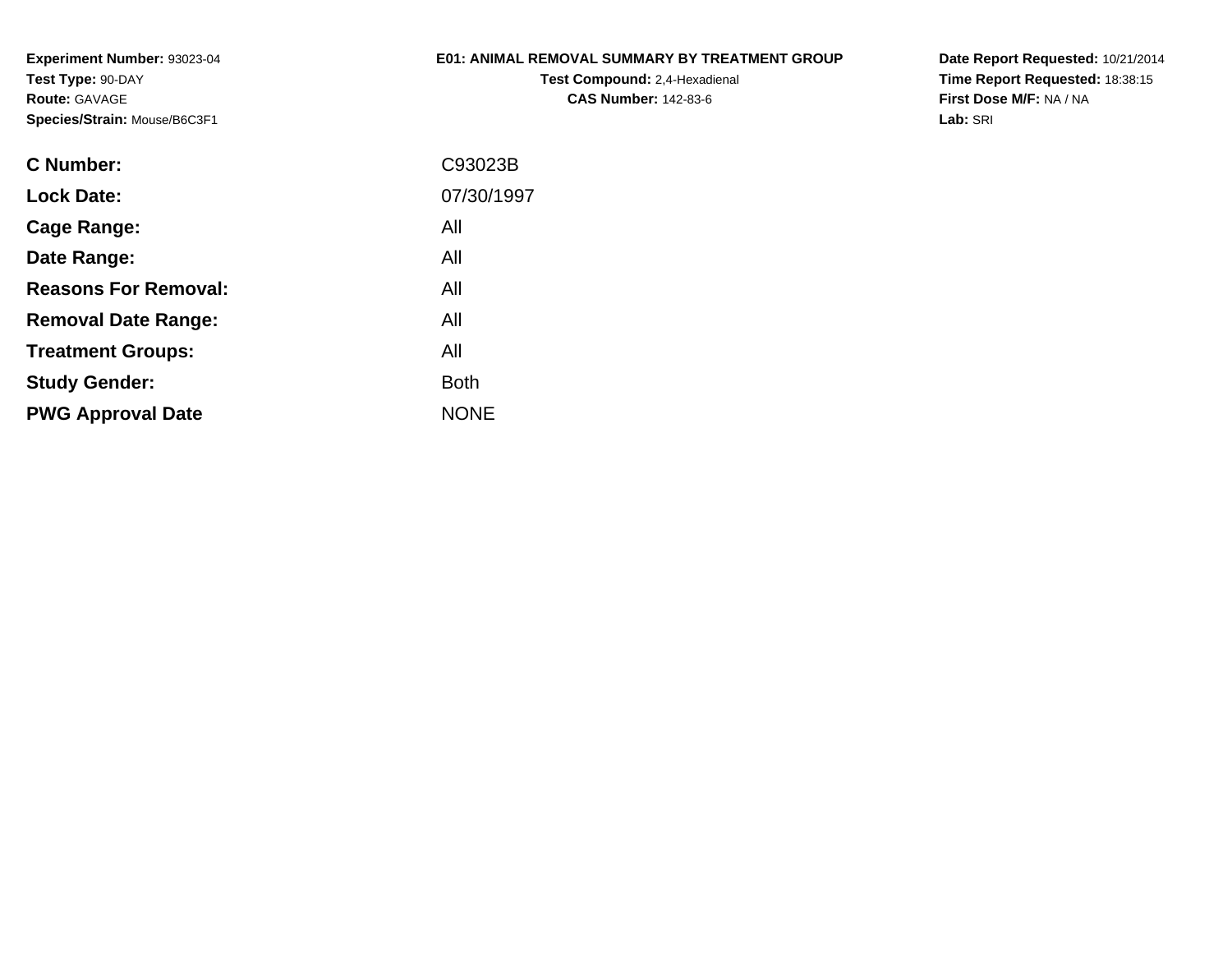**Experiment Number:** 93023-04
**Test Type:** 90-DAY
**Route:** GAVAGE
**Species/Strain:** Mouse/B6C3F1

# E01: ANIMAL REMOVAL SUMMARY BY TREATMENT GROUP

**Test Compound:** 2,4-Hexadienal
**CAS Number:** 142-83-6

**Date Report Requested:** 10/21/2014
**Time Report Requested:** 18:38:15
**First Dose M/F:** NA / NA
**Lab:** SRI

| | |
|---|---|
| **C Number:** | C93023B |
| **Lock Date:** | 07/30/1997 |
| **Cage Range:** | All |
| **Date Range:** | All |
| **Reasons For Removal:** | All |
| **Removal Date Range:** | All |
| **Treatment Groups:** | All |
| **Study Gender:** | Both |
| **PWG Approval Date** | NONE |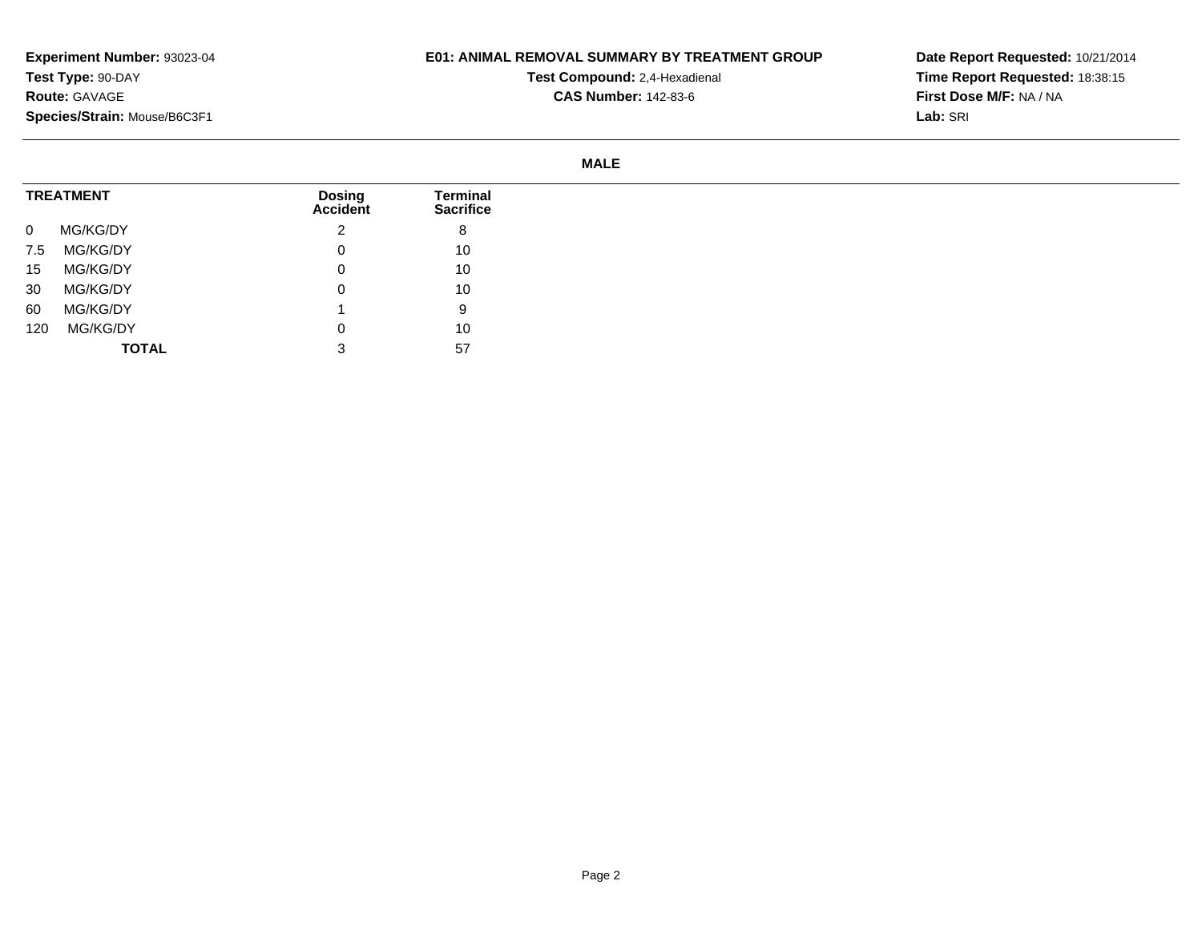**Experiment Number:** 93023-04
**Test Type:** 90-DAY
**Route:** GAVAGE
**Species/Strain:** Mouse/B6C3F1

**E01: ANIMAL REMOVAL SUMMARY BY TREATMENT GROUP**
**Test Compound:** 2,4-Hexadienal
**CAS Number:** 142-83-6

**Date Report Requested:** 10/21/2014
**Time Report Requested:** 18:38:15
**First Dose M/F:** NA / NA
**Lab:** SRI

**MALE**

| TREATMENT | Dosing Accident | Terminal Sacrifice |
|---|---|---|
| 0 MG/KG/DY | 2 | 8 |
| 7.5 MG/KG/DY | 0 | 10 |
| 15 MG/KG/DY | 0 | 10 |
| 30 MG/KG/DY | 0 | 10 |
| 60 MG/KG/DY | 1 | 9 |
| 120 MG/KG/DY | 0 | 10 |
| **TOTAL** | 3 | 57 |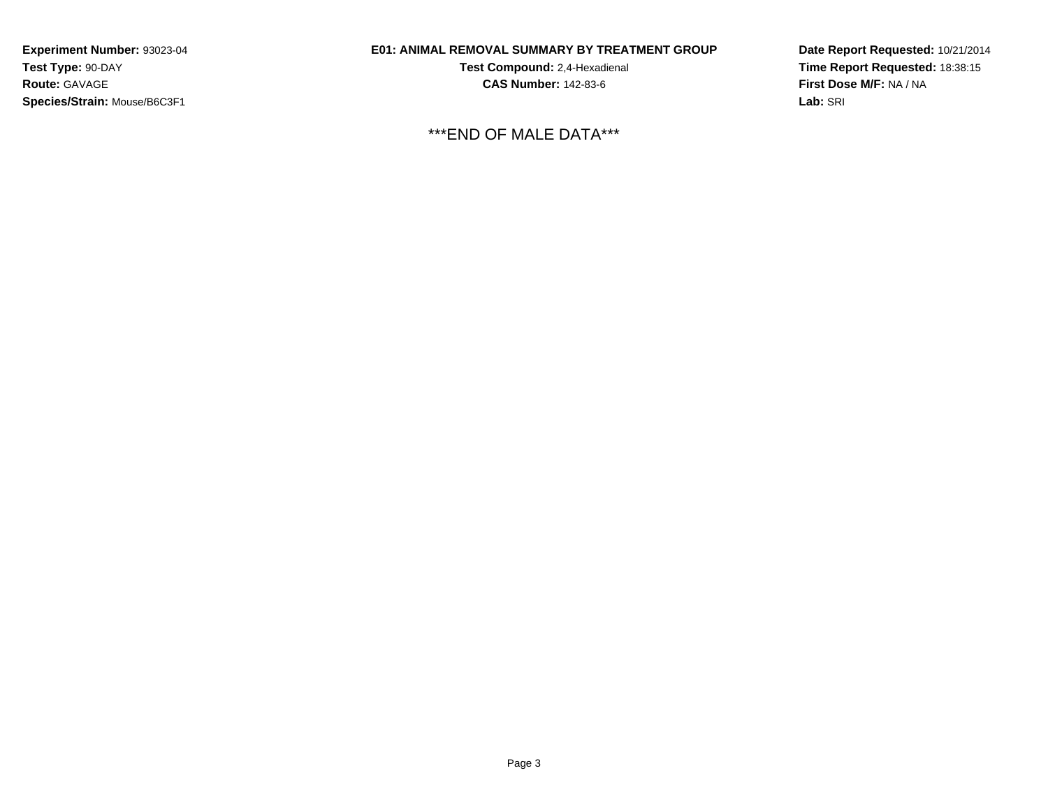**Experiment Number:** 93023-04
**Test Type:** 90-DAY
**Route:** GAVAGE
**Species/Strain:** Mouse/B6C3F1

**E01: ANIMAL REMOVAL SUMMARY BY TREATMENT GROUP**
**Test Compound:** 2,4-Hexadienal
**CAS Number:** 142-83-6

**Date Report Requested:** 10/21/2014
**Time Report Requested:** 18:38:15
**First Dose M/F:** NA / NA
**Lab:** SRI

***END OF MALE DATA***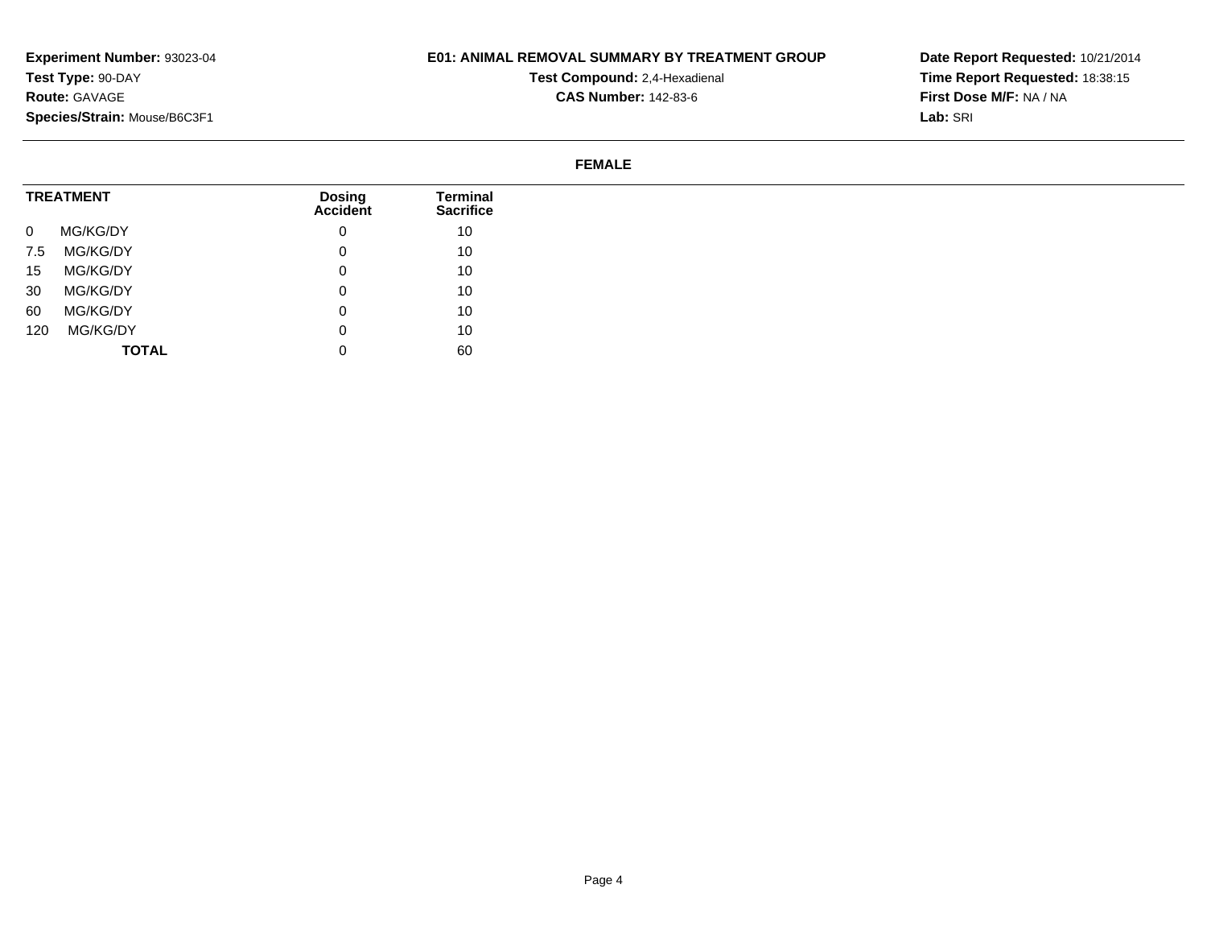**Experiment Number:** 93023-04
**Test Type:** 90-DAY
**Route:** GAVAGE
**Species/Strain:** Mouse/B6C3F1

**E01: ANIMAL REMOVAL SUMMARY BY TREATMENT GROUP**
**Test Compound:** 2,4-Hexadienal
**CAS Number:** 142-83-6

**Date Report Requested:** 10/21/2014
**Time Report Requested:** 18:38:15
**First Dose M/F:** NA / NA
**Lab:** SRI

**FEMALE**

| TREATMENT | Dosing Accident | Terminal Sacrifice |
|---|---|---|
| 0 MG/KG/DY | 0 | 10 |
| 7.5 MG/KG/DY | 0 | 10 |
| 15 MG/KG/DY | 0 | 10 |
| 30 MG/KG/DY | 0 | 10 |
| 60 MG/KG/DY | 0 | 10 |
| 120 MG/KG/DY | 0 | 10 |
| **TOTAL** | 0 | 60 |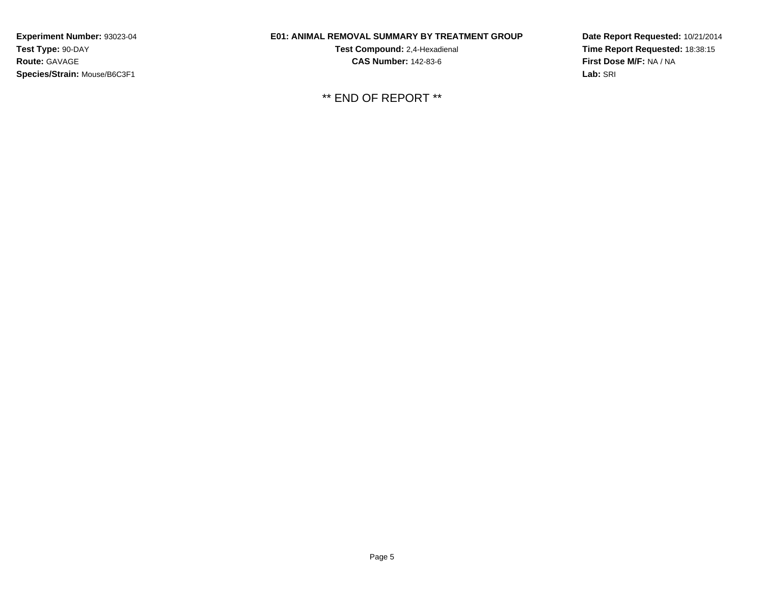**Experiment Number:** 93023-04
**Test Type:** 90-DAY
**Route:** GAVAGE
**Species/Strain:** Mouse/B6C3F1

**E01: ANIMAL REMOVAL SUMMARY BY TREATMENT GROUP**
**Test Compound:** 2,4-Hexadienal
**CAS Number:** 142-83-6

**Date Report Requested:** 10/21/2014
**Time Report Requested:** 18:38:15
**First Dose M/F:** NA / NA
**Lab:** SRI

** END OF REPORT **